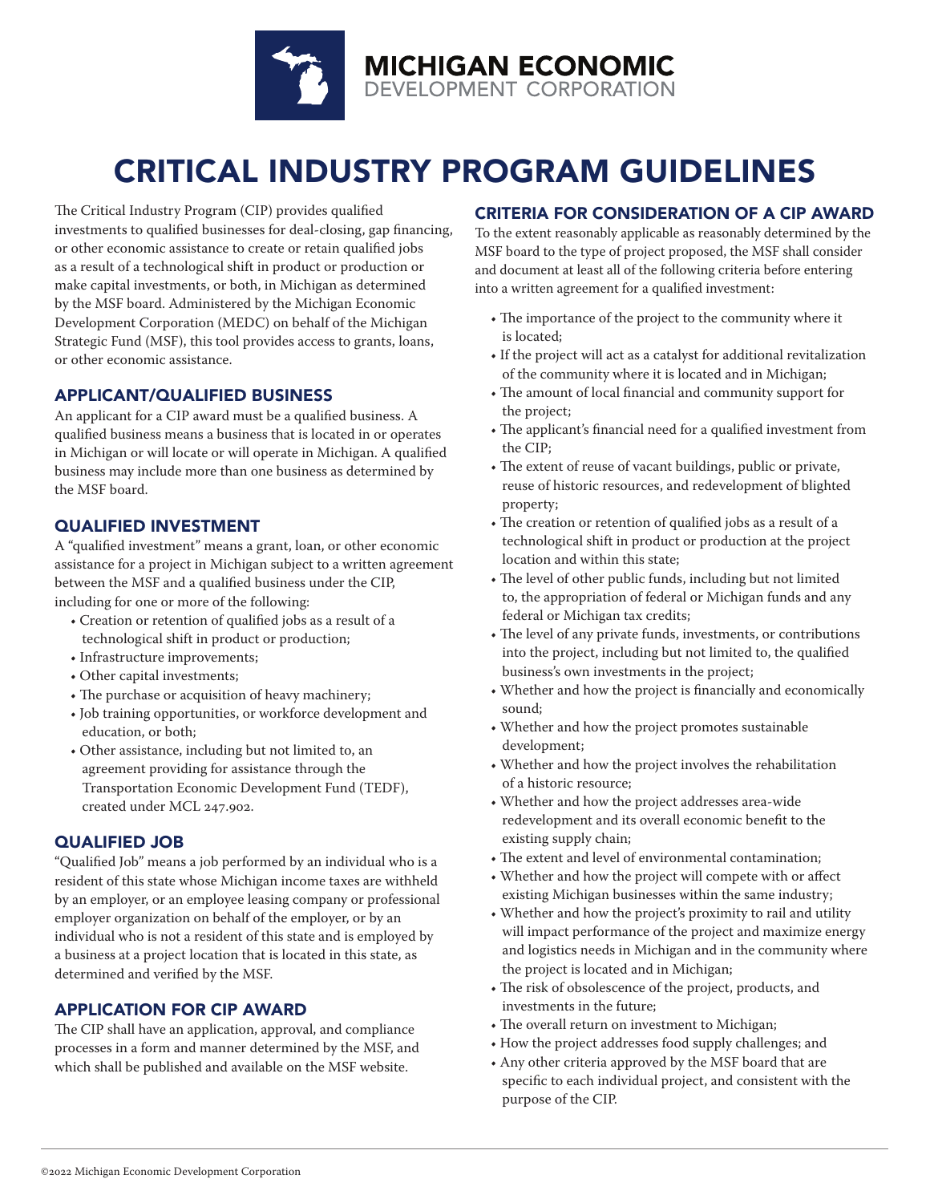MICHIGAN ECONOMIC DEVELOPMENT CORPORATION

# CRITICAL INDUSTRY PROGRAM GUIDELINES

The Critical Industry Program (CIP) provides qualified investments to qualified businesses for deal-closing, gap financing, or other economic assistance to create or retain qualified jobs as a result of a technological shift in product or production or make capital investments, or both, in Michigan as determined by the MSF board. Administered by the Michigan Economic Development Corporation (MEDC) on behalf of the Michigan Strategic Fund (MSF), this tool provides access to grants, loans, or other economic assistance.

## APPLICANT/QUALIFIED BUSINESS

An applicant for a CIP award must be a qualified business. A qualified business means a business that is located in or operates in Michigan or will locate or will operate in Michigan. A qualified business may include more than one business as determined by the MSF board.

## QUALIFIED INVESTMENT

A "qualified investment" means a grant, loan, or other economic assistance for a project in Michigan subject to a written agreement between the MSF and a qualified business under the CIP, including for one or more of the following:

- Creation or retention of qualified jobs as a result of a technological shift in product or production;
- Infrastructure improvements;
- Other capital investments;
- The purchase or acquisition of heavy machinery;
- Job training opportunities, or workforce development and education, or both;
- Other assistance, including but not limited to, an agreement providing for assistance through the Transportation Economic Development Fund (TEDF), created under MCL 247.902.

## QUALIFIED JOB

"Qualified Job" means a job performed by an individual who is a resident of this state whose Michigan income taxes are withheld by an employer, or an employee leasing company or professional employer organization on behalf of the employer, or by an individual who is not a resident of this state and is employed by a business at a project location that is located in this state, as determined and verified by the MSF.

## APPLICATION FOR CIP AWARD

The CIP shall have an application, approval, and compliance processes in a form and manner determined by the MSF, and which shall be published and available on the MSF website.

## CRITERIA FOR CONSIDERATION OF A CIP AWARD

To the extent reasonably applicable as reasonably determined by the MSF board to the type of project proposed, the MSF shall consider and document at least all of the following criteria before entering into a written agreement for a qualified investment:

- The importance of the project to the community where it is located;
- If the project will act as a catalyst for additional revitalization of the community where it is located and in Michigan;
- The amount of local financial and community support for the project;
- The applicant's financial need for a qualified investment from the CIP;
- The extent of reuse of vacant buildings, public or private, reuse of historic resources, and redevelopment of blighted property;
- The creation or retention of qualified jobs as a result of a technological shift in product or production at the project location and within this state;
- The level of other public funds, including but not limited to, the appropriation of federal or Michigan funds and any federal or Michigan tax credits;
- The level of any private funds, investments, or contributions into the project, including but not limited to, the qualified business's own investments in the project;
- Whether and how the project is financially and economically sound;
- Whether and how the project promotes sustainable development;
- Whether and how the project involves the rehabilitation of a historic resource;
- Whether and how the project addresses area-wide redevelopment and its overall economic benefit to the existing supply chain;
- The extent and level of environmental contamination;
- Whether and how the project will compete with or affect existing Michigan businesses within the same industry;
- Whether and how the project's proximity to rail and utility will impact performance of the project and maximize energy and logistics needs in Michigan and in the community where the project is located and in Michigan;
- The risk of obsolescence of the project, products, and investments in the future;
- The overall return on investment to Michigan;
- How the project addresses food supply challenges; and
- Any other criteria approved by the MSF board that are specific to each individual project, and consistent with the purpose of the CIP.

©2022 Michigan Economic Development Corporation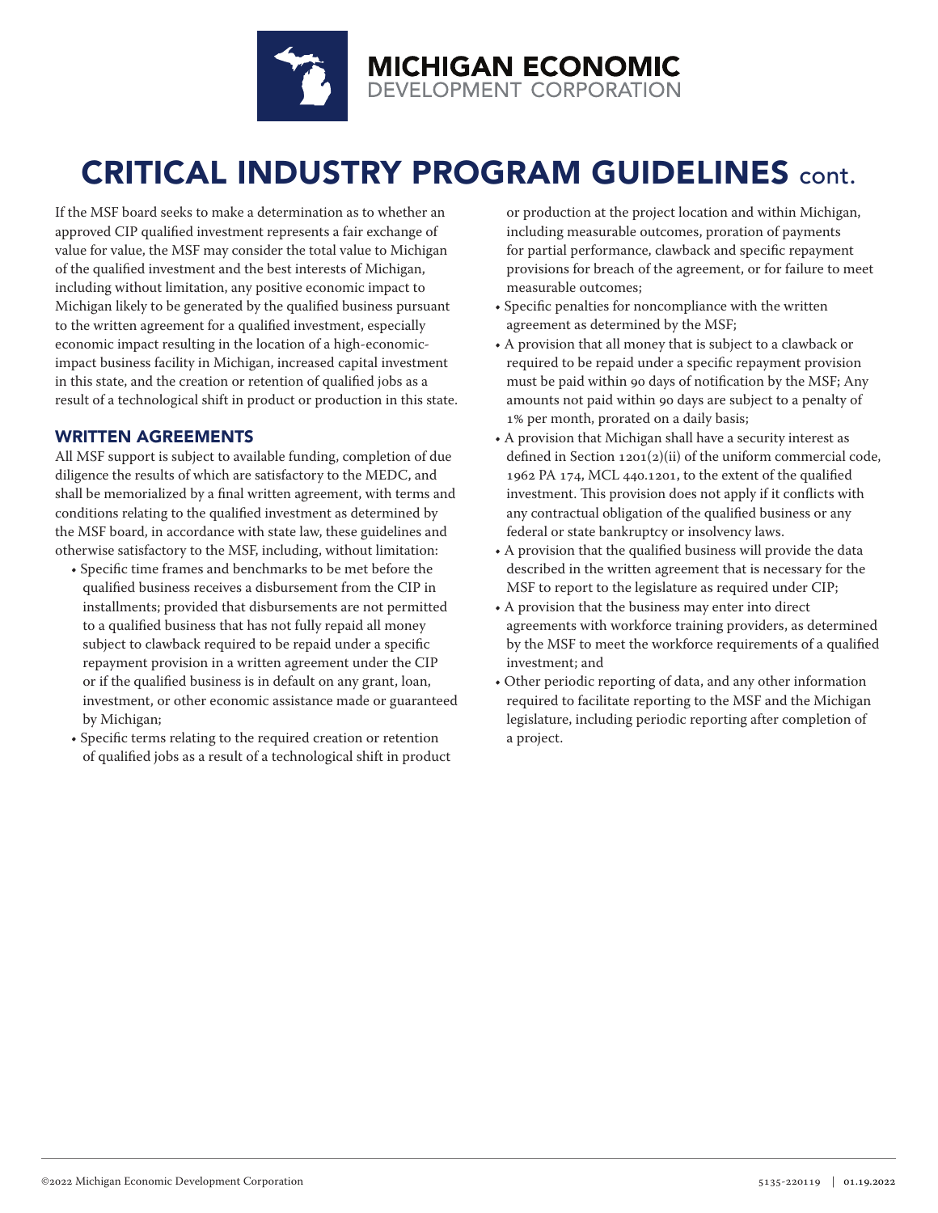# CRITICAL INDUSTRY PROGRAM GUIDELINES cont.

If the MSF board seeks to make a determination as to whether an approved CIP qualified investment represents a fair exchange of value for value, the MSF may consider the total value to Michigan of the qualified investment and the best interests of Michigan, including without limitation, any positive economic impact to Michigan likely to be generated by the qualified business pursuant to the written agreement for a qualified investment, especially economic impact resulting in the location of a high-economic-impact business facility in Michigan, increased capital investment in this state, and the creation or retention of qualified jobs as a result of a technological shift in product or production in this state.

## WRITTEN AGREEMENTS

All MSF support is subject to available funding, completion of due diligence the results of which are satisfactory to the MEDC, and shall be memorialized by a final written agreement, with terms and conditions relating to the qualified investment as determined by the MSF board, in accordance with state law, these guidelines and otherwise satisfactory to the MSF, including, without limitation:

- Specific time frames and benchmarks to be met before the qualified business receives a disbursement from the CIP in installments; provided that disbursements are not permitted to a qualified business that has not fully repaid all money subject to clawback required to be repaid under a specific repayment provision in a written agreement under the CIP or if the qualified business is in default on any grant, loan, investment, or other economic assistance made or guaranteed by Michigan;
- Specific terms relating to the required creation or retention of qualified jobs as a result of a technological shift in product or production at the project location and within Michigan, including measurable outcomes, proration of payments for partial performance, clawback and specific repayment provisions for breach of the agreement, or for failure to meet measurable outcomes;
- Specific penalties for noncompliance with the written agreement as determined by the MSF;
- A provision that all money that is subject to a clawback or required to be repaid under a specific repayment provision must be paid within 90 days of notification by the MSF; Any amounts not paid within 90 days are subject to a penalty of 1% per month, prorated on a daily basis;
- A provision that Michigan shall have a security interest as defined in Section 1201(2)(ii) of the uniform commercial code, 1962 PA 174, MCL 440.1201, to the extent of the qualified investment. This provision does not apply if it conflicts with any contractual obligation of the qualified business or any federal or state bankruptcy or insolvency laws.
- A provision that the qualified business will provide the data described in the written agreement that is necessary for the MSF to report to the legislature as required under CIP;
- A provision that the business may enter into direct agreements with workforce training providers, as determined by the MSF to meet the workforce requirements of a qualified investment; and
- Other periodic reporting of data, and any other information required to facilitate reporting to the MSF and the Michigan legislature, including periodic reporting after completion of a project.